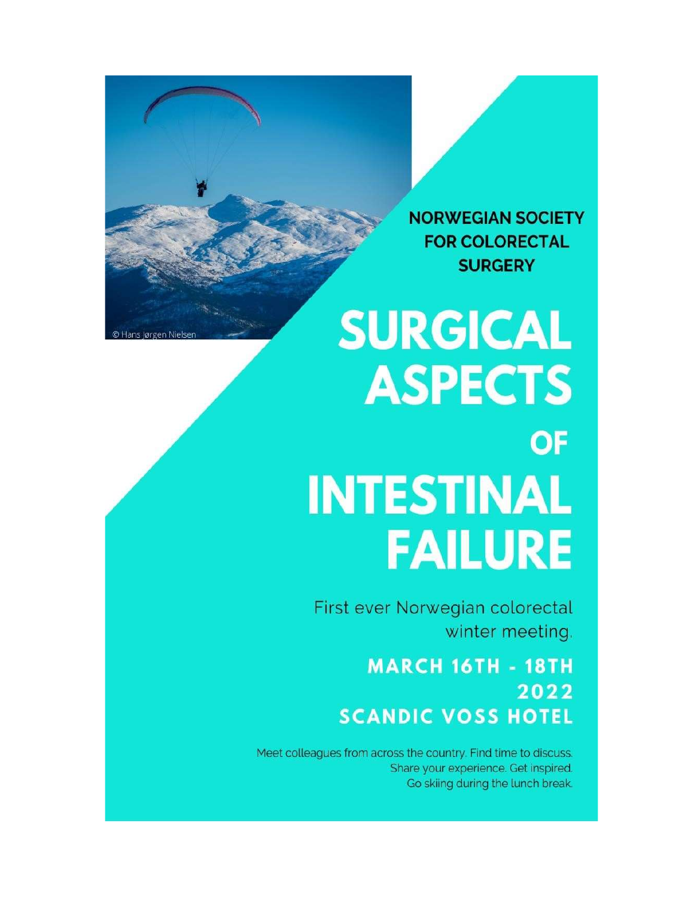© Hans Jørgen Nielsen

**NORWEGIAN SOCIETY FOR COLORECTAL SURGERY**

# SURGICAL ASPECTS OF INTESTINAL FAILURE

First ever Norwegian colorectal winter meeting.

## MARCH 16TH - 18TH 2022
## SCANDIC VOSS HOTEL

Meet colleagues from across the country. Find time to discuss.
Share your experience. Get inspired.
Go skiing during the lunch break.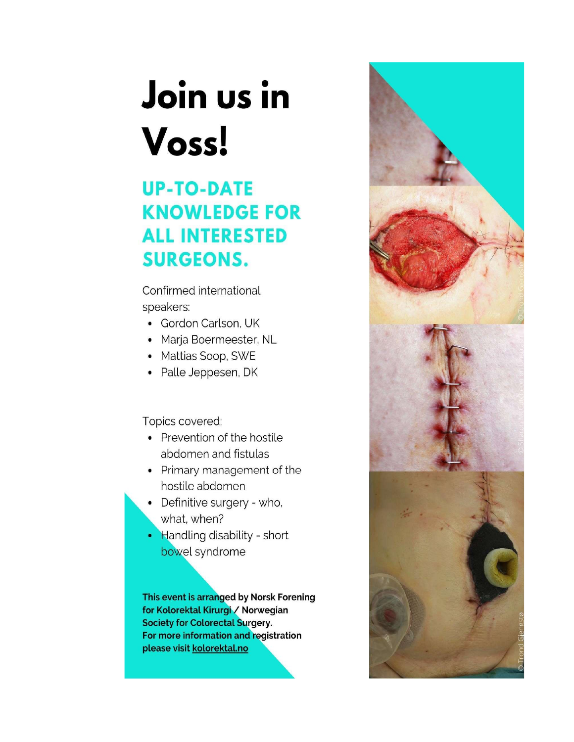# Join us in Voss!

## UP-TO-DATE KNOWLEDGE FOR ALL INTERESTED SURGEONS.

Confirmed international speakers:

- Gordon Carlson, UK
- Marja Boermeester, NL
- Mattias Soop, SWE
- Palle Jeppesen, DK

Topics covered:

- Prevention of the hostile abdomen and fistulas
- Primary management of the hostile abdomen
- Definitive surgery - who, what, when?
- Handling disability - short bowel syndrome

**This event is arranged by Norsk Forening for Kolorektal Kirurgi / Norwegian Society for Colorectal Surgery. For more information and registration please visit kolorektal.no**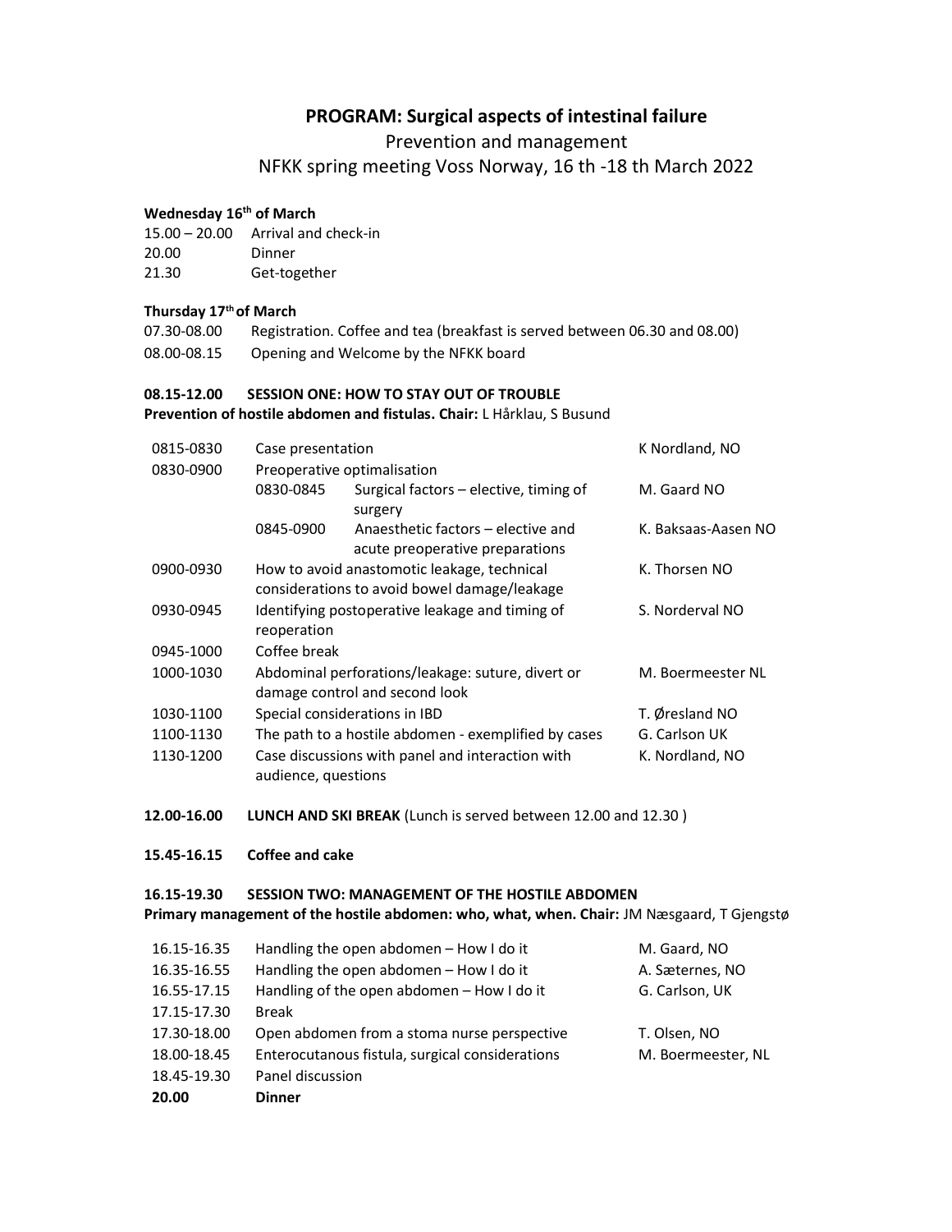# PROGRAM: Surgical aspects of intestinal failure

Prevention and management

NFKK spring meeting Voss Norway, 16 th -18 th March 2022

**Wednesday 16th of March**

| | |
|---|---|
| 15.00 – 20.00 | Arrival and check-in |
| 20.00 | Dinner |
| 21.30 | Get-together |

**Thursday 17th of March**

| | |
|---|---|
| 07.30-08.00 | Registration. Coffee and tea (breakfast is served between 06.30 and 08.00) |
| 08.00-08.15 | Opening and Welcome by the NFKK board |

**08.15-12.00 SESSION ONE: HOW TO STAY OUT OF TROUBLE**

**Prevention of hostile abdomen and fistulas. Chair:** L Hårklau, S Busund

| | | | |
|---|---|---|---|
| 0815-0830 | Case presentation | | K Nordland, NO |
| 0830-0900 | Preoperative optimalisation | | |
| | 0830-0845 | Surgical factors – elective, timing of surgery | M. Gaard NO |
| | 0845-0900 | Anaesthetic factors – elective and acute preoperative preparations | K. Baksaas-Aasen NO |
| 0900-0930 | How to avoid anastomotic leakage, technical considerations to avoid bowel damage/leakage | | K. Thorsen NO |
| 0930-0945 | Identifying postoperative leakage and timing of reoperation | | S. Norderval NO |
| 0945-1000 | Coffee break | | |
| 1000-1030 | Abdominal perforations/leakage: suture, divert or damage control and second look | | M. Boermeester NL |
| 1030-1100 | Special considerations in IBD | | T. Øresland NO |
| 1100-1130 | The path to a hostile abdomen - exemplified by cases | | G. Carlson UK |
| 1130-1200 | Case discussions with panel and interaction with audience, questions | | K. Nordland, NO |

**12.00-16.00 LUNCH AND SKI BREAK** (Lunch is served between 12.00 and 12.30 )

**15.45-16.15 Coffee and cake**

**16.15-19.30 SESSION TWO: MANAGEMENT OF THE HOSTILE ABDOMEN**

**Primary management of the hostile abdomen: who, what, when. Chair:** JM Næsgaard, T Gjengstø

| | | |
|---|---|---|
| 16.15-16.35 | Handling the open abdomen – How I do it | M. Gaard, NO |
| 16.35-16.55 | Handling the open abdomen – How I do it | A. Sæternes, NO |
| 16.55-17.15 | Handling of the open abdomen – How I do it | G. Carlson, UK |
| 17.15-17.30 | Break | |
| 17.30-18.00 | Open abdomen from a stoma nurse perspective | T. Olsen, NO |
| 18.00-18.45 | Enterocutanous fistula, surgical considerations | M. Boermeester, NL |
| 18.45-19.30 | Panel discussion | |
| **20.00** | **Dinner** | |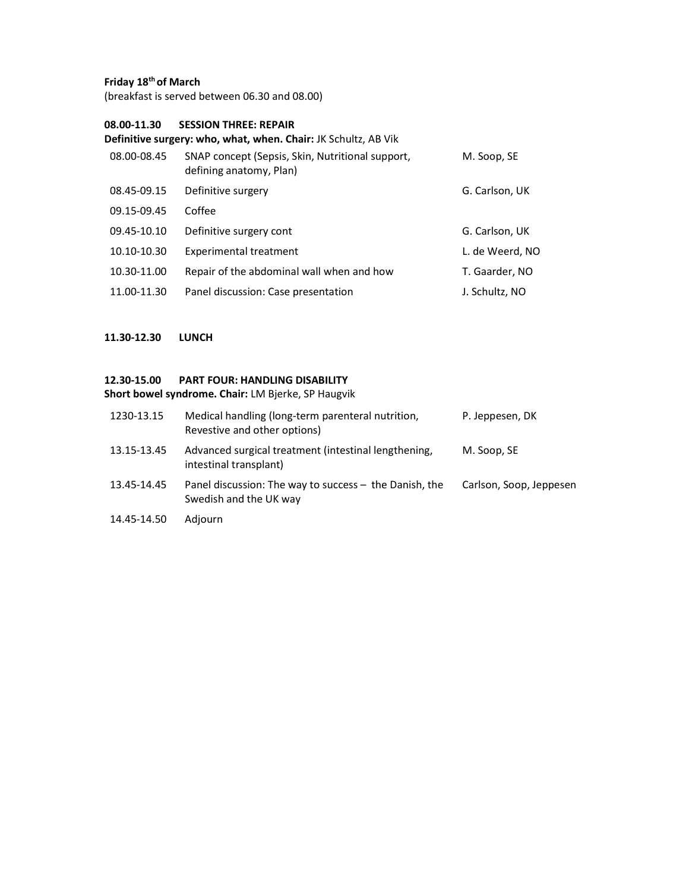**Friday 18th of March**
(breakfast is served between 06.30 and 08.00)

**08.00-11.30 SESSION THREE: REPAIR**
**Definitive surgery: who, what, when. Chair:** JK Schultz, AB Vik

| | | |
|---|---|---|
| 08.00-08.45 | SNAP concept (Sepsis, Skin, Nutritional support, defining anatomy, Plan) | M. Soop, SE |
| 08.45-09.15 | Definitive surgery | G. Carlson, UK |
| 09.15-09.45 | Coffee | |
| 09.45-10.10 | Definitive surgery cont | G. Carlson, UK |
| 10.10-10.30 | Experimental treatment | L. de Weerd, NO |
| 10.30-11.00 | Repair of the abdominal wall when and how | T. Gaarder, NO |
| 11.00-11.30 | Panel discussion: Case presentation | J. Schultz, NO |

**11.30-12.30 LUNCH**

**12.30-15.00 PART FOUR: HANDLING DISABILITY**
**Short bowel syndrome. Chair:** LM Bjerke, SP Haugvik

| | | |
|---|---|---|
| 1230-13.15 | Medical handling (long-term parenteral nutrition, Revestive and other options) | P. Jeppesen, DK |
| 13.15-13.45 | Advanced surgical treatment (intestinal lengthening, intestinal transplant) | M. Soop, SE |
| 13.45-14.45 | Panel discussion: The way to success – the Danish, the Swedish and the UK way | Carlson, Soop, Jeppesen |
| 14.45-14.50 | Adjourn | |